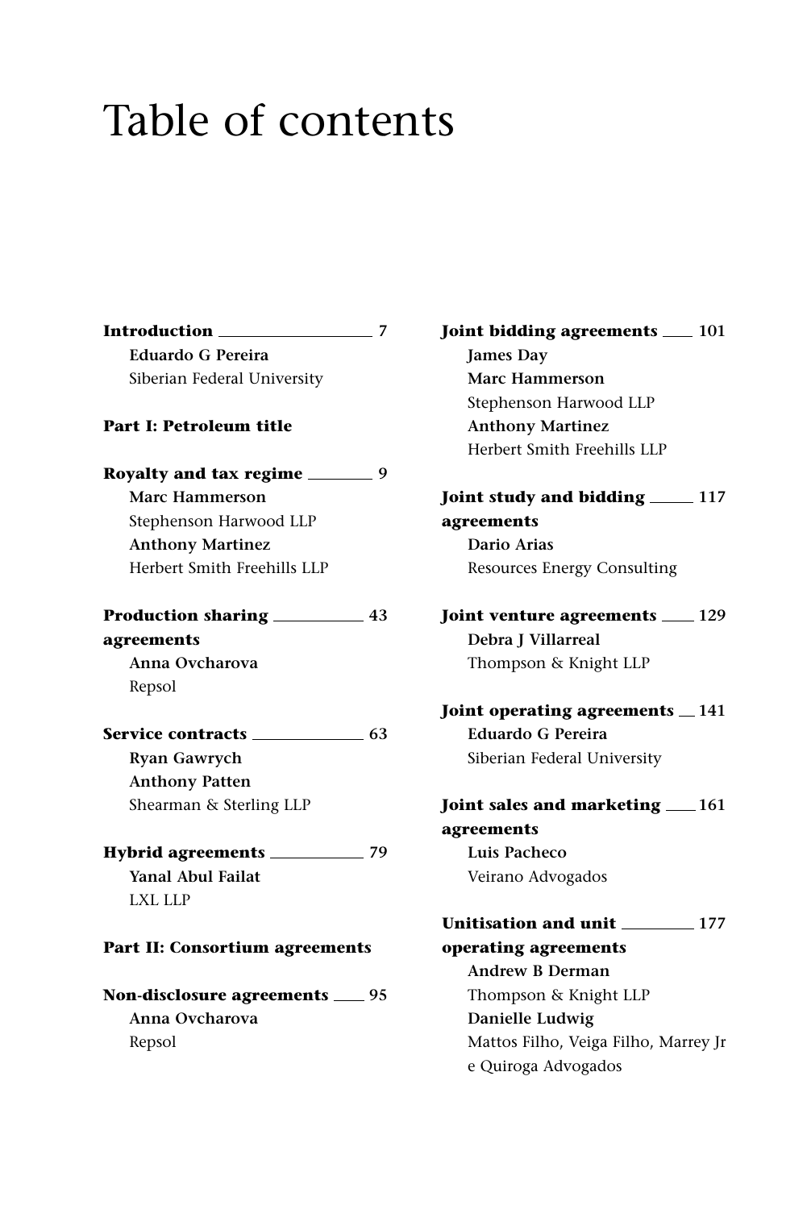# Table of contents

**Introduction** — **7**
**Eduardo G Pereira**
Siberian Federal University

**Part I: Petroleum title**

**Royalty and tax regime** — **9**
**Marc Hammerson**
Stephenson Harwood LLP
**Anthony Martinez**
Herbert Smith Freehills LLP

**Production sharing agreements** — **43**
**Anna Ovcharova**
Repsol

**Service contracts** — **63**
**Ryan Gawrych**
**Anthony Patten**
Shearman & Sterling LLP

**Hybrid agreements** — **79**
**Yanal Abul Failat**
LXL LLP

**Part II: Consortium agreements**

**Non-disclosure agreements** — **95**
**Anna Ovcharova**
Repsol

**Joint bidding agreements** — **101**
**James Day**
**Marc Hammerson**
Stephenson Harwood LLP
**Anthony Martinez**
Herbert Smith Freehills LLP

**Joint study and bidding agreements** — **117**
**Dario Arias**
Resources Energy Consulting

**Joint venture agreements** — **129**
**Debra J Villarreal**
Thompson & Knight LLP

**Joint operating agreements** — **141**
**Eduardo G Pereira**
Siberian Federal University

**Joint sales and marketing agreements** — **161**
**Luis Pacheco**
Veirano Advogados

**Unitisation and unit operating agreements** — **177**
**Andrew B Derman**
Thompson & Knight LLP
**Danielle Ludwig**
Mattos Filho, Veiga Filho, Marrey Jr e Quiroga Advogados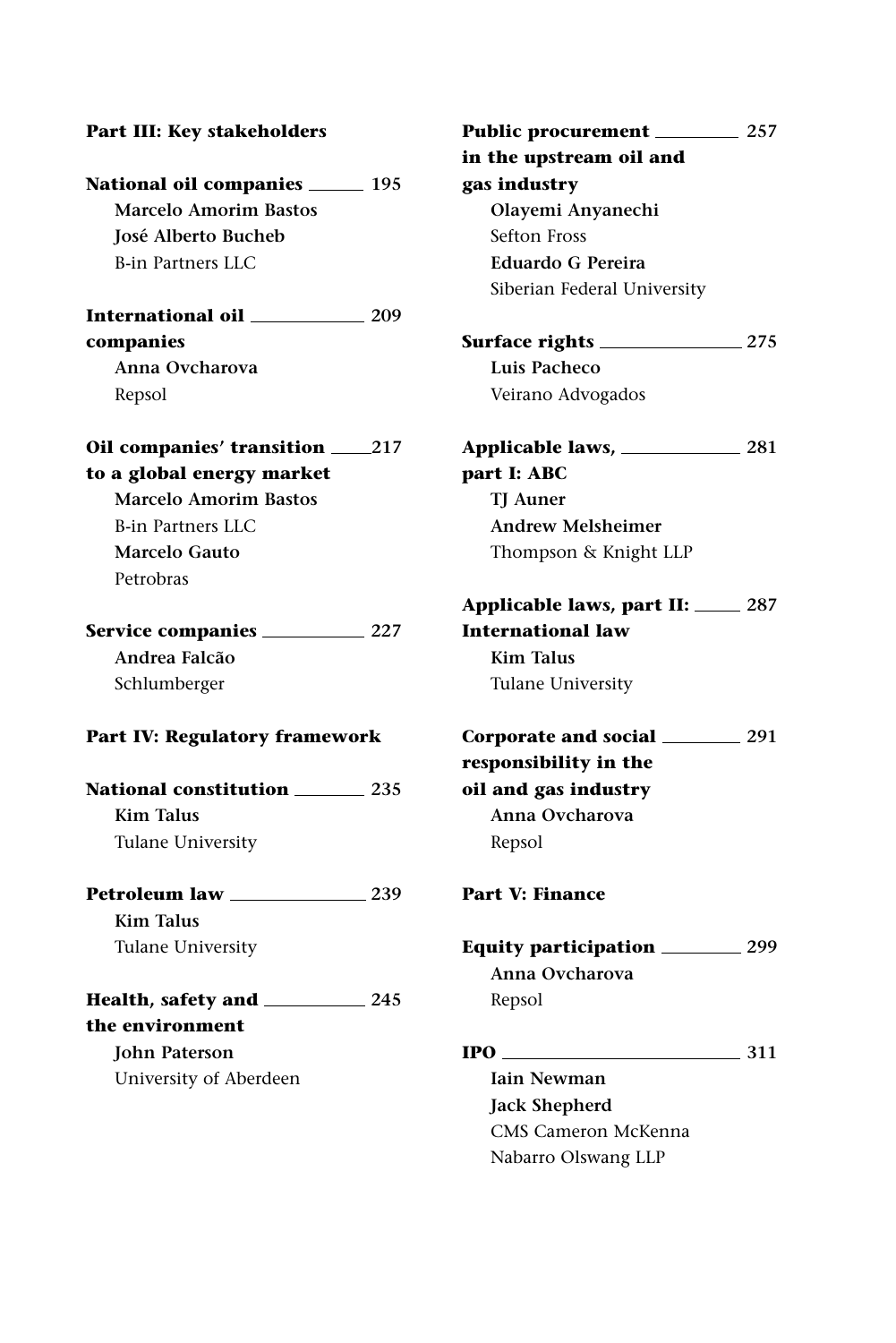**Part III: Key stakeholders**

**National oil companies** — 195
**Marcelo Amorim Bastos**
**José Alberto Bucheb**
B-in Partners LLC

**International oil companies** — 209
**Anna Ovcharova**
Repsol

**Oil companies' transition to a global energy market** — 217
**Marcelo Amorim Bastos**
B-in Partners LLC
**Marcelo Gauto**
Petrobras

**Service companies** — 227
**Andrea Falcão**
Schlumberger

**Part IV: Regulatory framework**

**National constitution** — 235
**Kim Talus**
Tulane University

**Petroleum law** — 239
**Kim Talus**
Tulane University

**Health, safety and the environment** — 245
**John Paterson**
University of Aberdeen

**Public procurement in the upstream oil and gas industry** — 257
**Olayemi Anyanechi**
Sefton Fross
**Eduardo G Pereira**
Siberian Federal University

**Surface rights** — 275
**Luis Pacheco**
Veirano Advogados

**Applicable laws, part I: ABC** — 281
**TJ Auner**
**Andrew Melsheimer**
Thompson & Knight LLP

**Applicable laws, part II: International law** — 287
**Kim Talus**
Tulane University

**Corporate and social responsibility in the oil and gas industry** — 291
**Anna Ovcharova**
Repsol

**Part V: Finance**

**Equity participation** — 299
**Anna Ovcharova**
Repsol

**IPO** — 311
**Iain Newman**
**Jack Shepherd**
CMS Cameron McKenna Nabarro Olswang LLP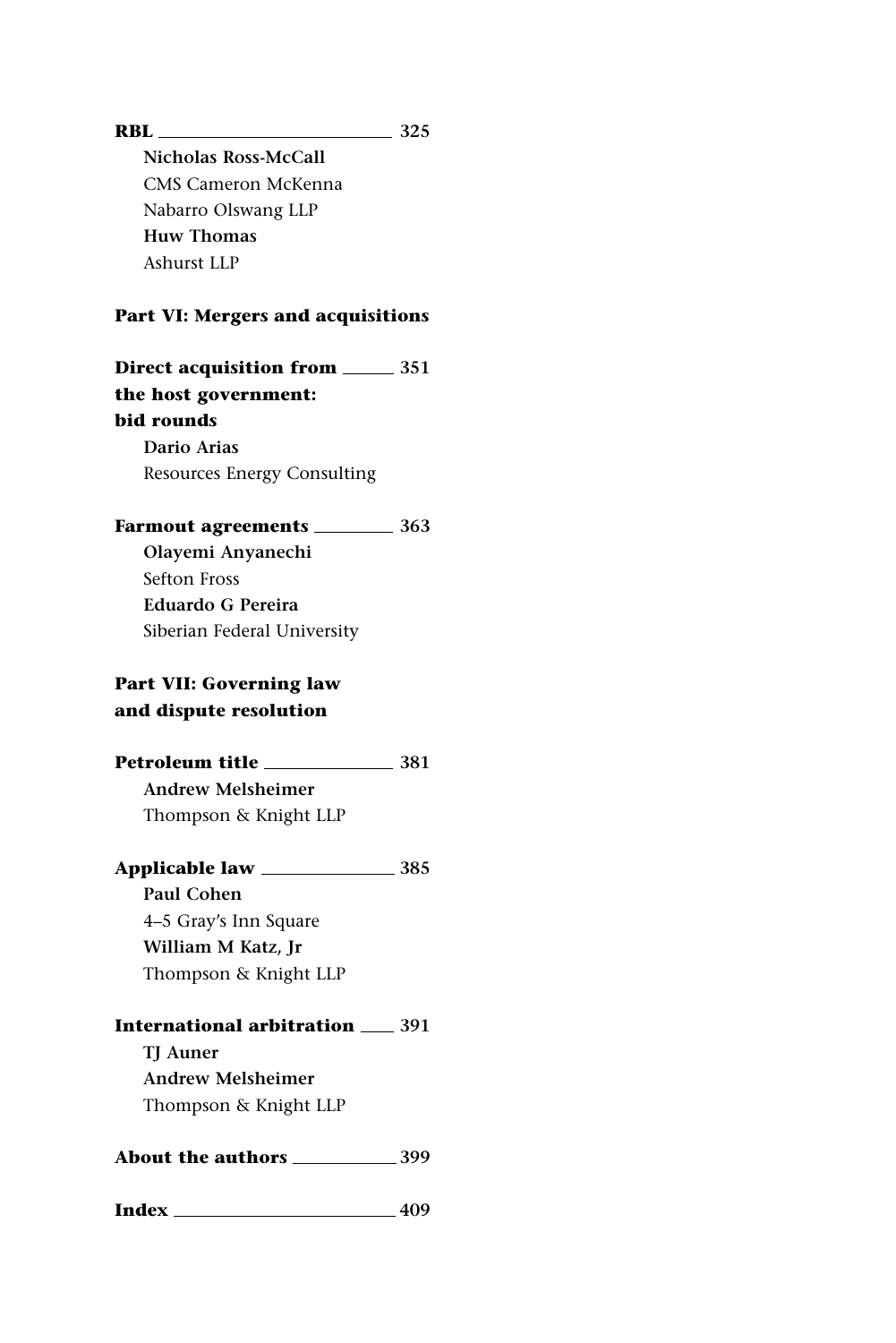**RBL** 325

Nicholas Ross-McCall
CMS Cameron McKenna Nabarro Olswang LLP
Huw Thomas
Ashurst LLP

**Part VI: Mergers and acquisitions**

**Direct acquisition from the host government: bid rounds** 351

Dario Arias
Resources Energy Consulting

**Farmout agreements** 363

Olayemi Anyanechi
Sefton Fross
Eduardo G Pereira
Siberian Federal University

**Part VII: Governing law and dispute resolution**

**Petroleum title** 381

Andrew Melsheimer
Thompson & Knight LLP

**Applicable law** 385

Paul Cohen
4–5 Gray's Inn Square
William M Katz, Jr
Thompson & Knight LLP

**International arbitration** 391

TJ Auner
Andrew Melsheimer
Thompson & Knight LLP

**About the authors** 399

**Index** 409